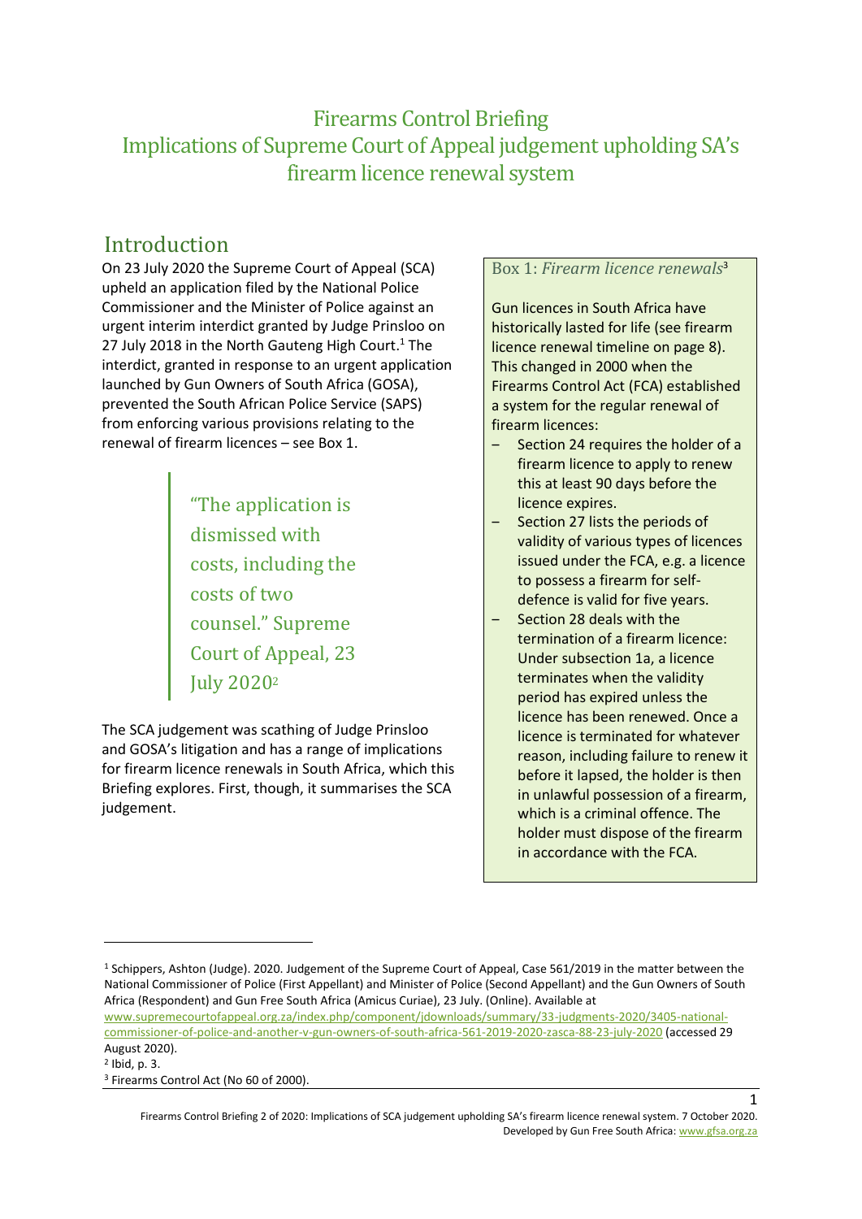# Firearms Control Briefing
# Implications of Supreme Court of Appeal judgement upholding SA's firearm licence renewal system

## Introduction

On 23 July 2020 the Supreme Court of Appeal (SCA) upheld an application filed by the National Police Commissioner and the Minister of Police against an urgent interim interdict granted by Judge Prinsloo on 27 July 2018 in the North Gauteng High Court.[1] The interdict, granted in response to an urgent application launched by Gun Owners of South Africa (GOSA), prevented the South African Police Service (SAPS) from enforcing various provisions relating to the renewal of firearm licences – see Box 1.

> "The application is dismissed with costs, including the costs of two counsel." Supreme Court of Appeal, 23 July 2020[2]

The SCA judgement was scathing of Judge Prinsloo and GOSA's litigation and has a range of implications for firearm licence renewals in South Africa, which this Briefing explores. First, though, it summarises the SCA judgement.

> **Box 1:** ***Firearm licence renewals***[3]
>
> Gun licences in South Africa have historically lasted for life (see firearm licence renewal timeline on page 8). This changed in 2000 when the Firearms Control Act (FCA) established a system for the regular renewal of firearm licences:
>
> - Section 24 requires the holder of a firearm licence to apply to renew this at least 90 days before the licence expires.
> - Section 27 lists the periods of validity of various types of licences issued under the FCA, e.g. a licence to possess a firearm for self-defence is valid for five years.
> - Section 28 deals with the termination of a firearm licence: Under subsection 1a, a licence terminates when the validity period has expired unless the licence has been renewed. Once a licence is terminated for whatever reason, including failure to renew it before it lapsed, the holder is then in unlawful possession of a firearm, which is a criminal offence. The holder must dispose of the firearm in accordance with the FCA.

---

[1] Schippers, Ashton (Judge). 2020. Judgement of the Supreme Court of Appeal, Case 561/2019 in the matter between the National Commissioner of Police (First Appellant) and Minister of Police (Second Appellant) and the Gun Owners of South Africa (Respondent) and Gun Free South Africa (Amicus Curiae), 23 July. (Online). Available at www.supremecourtofappeal.org.za/index.php/component/jdownloads/summary/33-judgments-2020/3405-national-commissioner-of-police-and-another-v-gun-owners-of-south-africa-561-2019-2020-zasca-88-23-july-2020 (accessed 29 August 2020).

[2] Ibid, p. 3.

[3] Firearms Control Act (No 60 of 2000).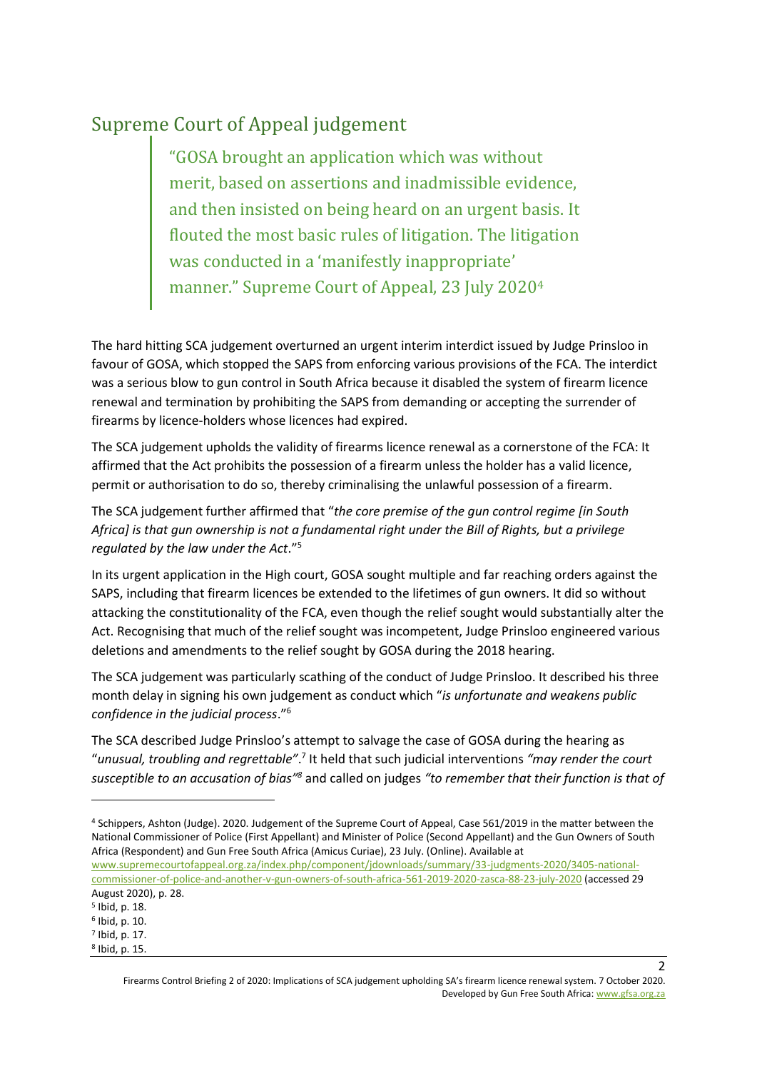## Supreme Court of Appeal judgement

> "GOSA brought an application which was without merit, based on assertions and inadmissible evidence, and then insisted on being heard on an urgent basis. It flouted the most basic rules of litigation. The litigation was conducted in a 'manifestly inappropriate' manner." Supreme Court of Appeal, 23 July 2020[4]

The hard hitting SCA judgement overturned an urgent interim interdict issued by Judge Prinsloo in favour of GOSA, which stopped the SAPS from enforcing various provisions of the FCA. The interdict was a serious blow to gun control in South Africa because it disabled the system of firearm licence renewal and termination by prohibiting the SAPS from demanding or accepting the surrender of firearms by licence-holders whose licences had expired.

The SCA judgement upholds the validity of firearms licence renewal as a cornerstone of the FCA: It affirmed that the Act prohibits the possession of a firearm unless the holder has a valid licence, permit or authorisation to do so, thereby criminalising the unlawful possession of a firearm.

The SCA judgement further affirmed that "*the core premise of the gun control regime [in South Africa] is that gun ownership is not a fundamental right under the Bill of Rights, but a privilege regulated by the law under the Act*."[5]

In its urgent application in the High court, GOSA sought multiple and far reaching orders against the SAPS, including that firearm licences be extended to the lifetimes of gun owners. It did so without attacking the constitutionality of the FCA, even though the relief sought would substantially alter the Act. Recognising that much of the relief sought was incompetent, Judge Prinsloo engineered various deletions and amendments to the relief sought by GOSA during the 2018 hearing.

The SCA judgement was particularly scathing of the conduct of Judge Prinsloo. It described his three month delay in signing his own judgement as conduct which "*is unfortunate and weakens public confidence in the judicial process*."[6]

The SCA described Judge Prinsloo's attempt to salvage the case of GOSA during the hearing as "*unusual, troubling and regrettable"*.[7] It held that such judicial interventions *"may render the court susceptible to an accusation of bias"*[8] and called on judges *"to remember that their function is that of*

---

[4] Schippers, Ashton (Judge). 2020. Judgement of the Supreme Court of Appeal, Case 561/2019 in the matter between the National Commissioner of Police (First Appellant) and Minister of Police (Second Appellant) and the Gun Owners of South Africa (Respondent) and Gun Free South Africa (Amicus Curiae), 23 July. (Online). Available at www.supremecourtofappeal.org.za/index.php/component/jdownloads/summary/33-judgments-2020/3405-national-commissioner-of-police-and-another-v-gun-owners-of-south-africa-561-2019-2020-zasca-88-23-july-2020 (accessed 29 August 2020), p. 28.

[5] Ibid, p. 18.

[6] Ibid, p. 10.

[7] Ibid, p. 17.

[8] Ibid, p. 15.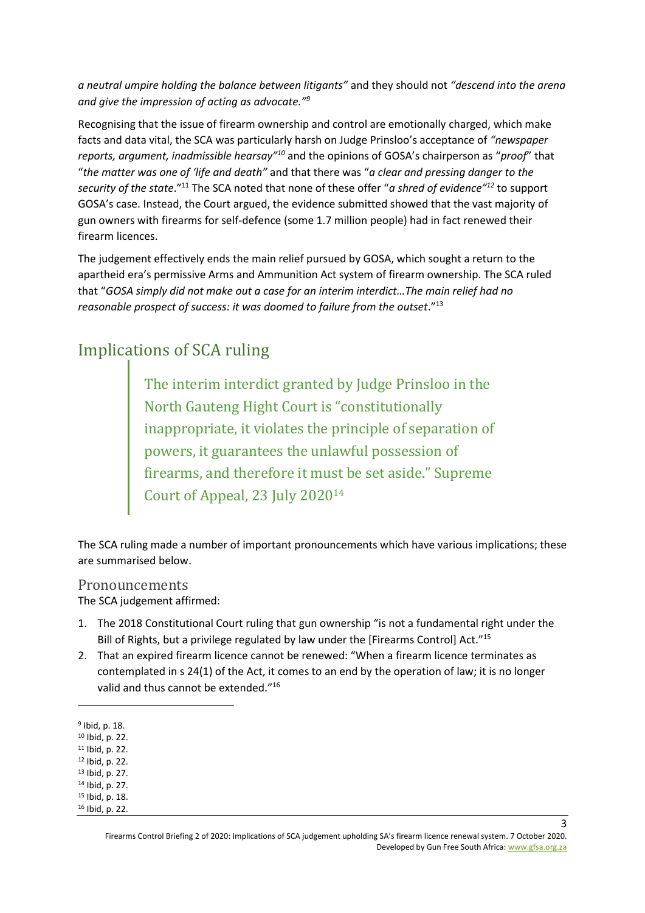*a neutral umpire holding the balance between litigants"* and they should not *"descend into the arena and give the impression of acting as advocate."*[9]

Recognising that the issue of firearm ownership and control are emotionally charged, which make facts and data vital, the SCA was particularly harsh on Judge Prinsloo's acceptance of *"newspaper reports, argument, inadmissible hearsay"*[10] and the opinions of GOSA's chairperson as "*proof*" that "*the matter was one of 'life and death"* and that there was "*a clear and pressing danger to the security of the state*."[11] The SCA noted that none of these offer "*a shred of evidence"*[12] to support GOSA's case. Instead, the Court argued, the evidence submitted showed that the vast majority of gun owners with firearms for self-defence (some 1.7 million people) had in fact renewed their firearm licences.

The judgement effectively ends the main relief pursued by GOSA, which sought a return to the apartheid era's permissive Arms and Ammunition Act system of firearm ownership. The SCA ruled that "*GOSA simply did not make out a case for an interim interdict…The main relief had no reasonable prospect of success: it was doomed to failure from the outset*."[13]

## Implications of SCA ruling

> The interim interdict granted by Judge Prinsloo in the North Gauteng Hight Court is "constitutionally inappropriate, it violates the principle of separation of powers, it guarantees the unlawful possession of firearms, and therefore it must be set aside." Supreme Court of Appeal, 23 July 2020[14]

The SCA ruling made a number of important pronouncements which have various implications; these are summarised below.

### Pronouncements

The SCA judgement affirmed:

1. The 2018 Constitutional Court ruling that gun ownership "is not a fundamental right under the Bill of Rights, but a privilege regulated by law under the [Firearms Control] Act."[15]
2. That an expired firearm licence cannot be renewed: "When a firearm licence terminates as contemplated in s 24(1) of the Act, it comes to an end by the operation of law; it is no longer valid and thus cannot be extended."[16]

---

[9] Ibid, p. 18.
[10] Ibid, p. 22.
[11] Ibid, p. 22.
[12] Ibid, p. 22.
[13] Ibid, p. 27.
[14] Ibid, p. 27.
[15] Ibid, p. 18.
[16] Ibid, p. 22.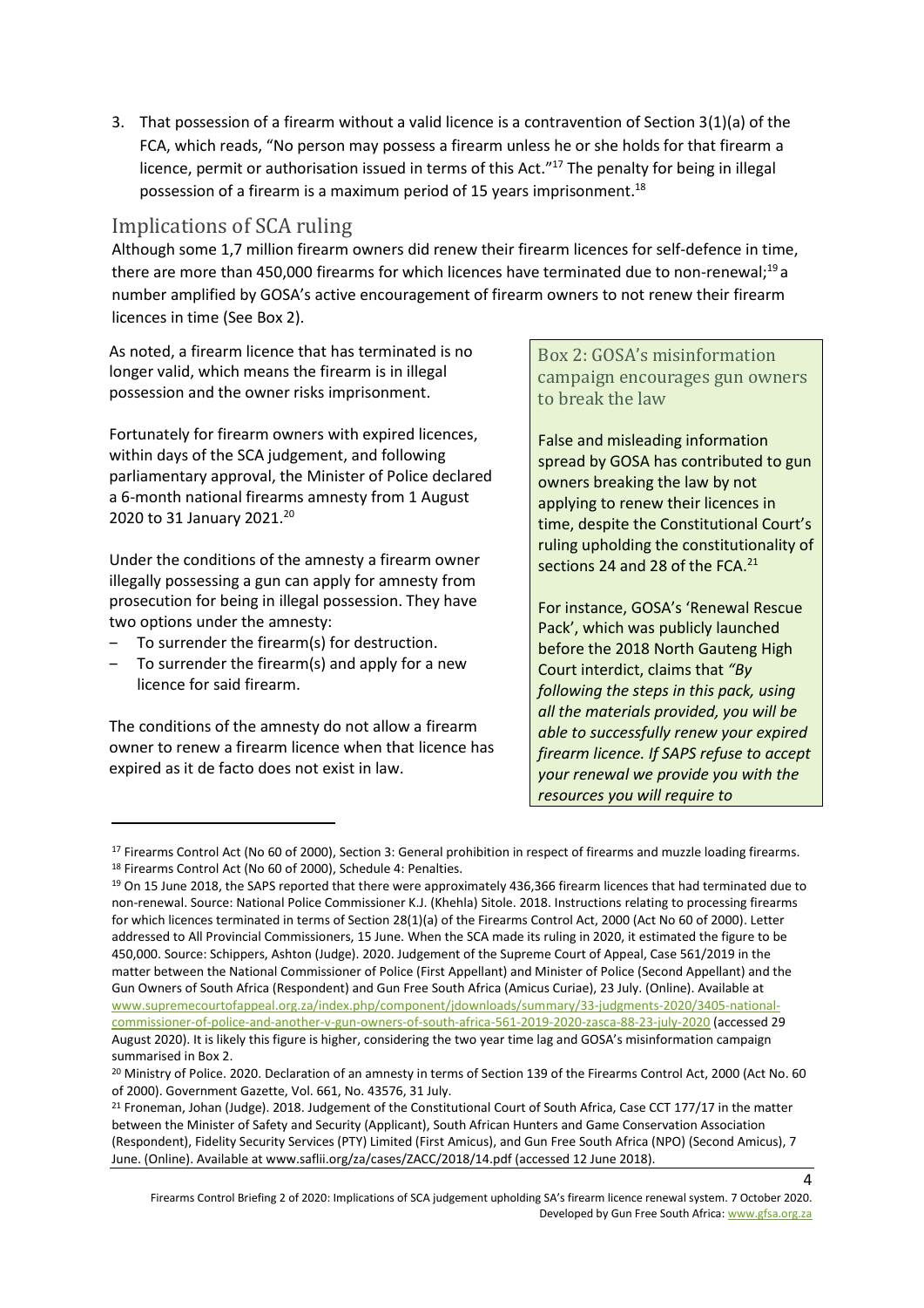3. That possession of a firearm without a valid licence is a contravention of Section 3(1)(a) of the FCA, which reads, "No person may possess a firearm unless he or she holds for that firearm a licence, permit or authorisation issued in terms of this Act."[17] The penalty for being in illegal possession of a firearm is a maximum period of 15 years imprisonment.[18]

## Implications of SCA ruling

Although some 1,7 million firearm owners did renew their firearm licences for self-defence in time, there are more than 450,000 firearms for which licences have terminated due to non-renewal;[19] a number amplified by GOSA's active encouragement of firearm owners to not renew their firearm licences in time (See Box 2).

As noted, a firearm licence that has terminated is no longer valid, which means the firearm is in illegal possession and the owner risks imprisonment.

Fortunately for firearm owners with expired licences, within days of the SCA judgement, and following parliamentary approval, the Minister of Police declared a 6-month national firearms amnesty from 1 August 2020 to 31 January 2021.[20]

Under the conditions of the amnesty a firearm owner illegally possessing a gun can apply for amnesty from prosecution for being in illegal possession. They have two options under the amnesty:

- To surrender the firearm(s) for destruction.
- To surrender the firearm(s) and apply for a new licence for said firearm.

The conditions of the amnesty do not allow a firearm owner to renew a firearm licence when that licence has expired as it de facto does not exist in law.

### Box 2: GOSA's misinformation campaign encourages gun owners to break the law

False and misleading information spread by GOSA has contributed to gun owners breaking the law by not applying to renew their licences in time, despite the Constitutional Court's ruling upholding the constitutionality of sections 24 and 28 of the FCA.[21]

For instance, GOSA's 'Renewal Rescue Pack', which was publicly launched before the 2018 North Gauteng High Court interdict, claims that *"By following the steps in this pack, using all the materials provided, you will be able to successfully renew your expired firearm licence. If SAPS refuse to accept your renewal we provide you with the resources you will require to*

---

[17] Firearms Control Act (No 60 of 2000), Section 3: General prohibition in respect of firearms and muzzle loading firearms.

[18] Firearms Control Act (No 60 of 2000), Schedule 4: Penalties.

[19] On 15 June 2018, the SAPS reported that there were approximately 436,366 firearm licences that had terminated due to non-renewal. Source: National Police Commissioner K.J. (Khehla) Sitole. 2018. Instructions relating to processing firearms for which licences terminated in terms of Section 28(1)(a) of the Firearms Control Act, 2000 (Act No 60 of 2000). Letter addressed to All Provincial Commissioners, 15 June. When the SCA made its ruling in 2020, it estimated the figure to be 450,000. Source: Schippers, Ashton (Judge). 2020. Judgement of the Supreme Court of Appeal, Case 561/2019 in the matter between the National Commissioner of Police (First Appellant) and Minister of Police (Second Appellant) and the Gun Owners of South Africa (Respondent) and Gun Free South Africa (Amicus Curiae), 23 July. (Online). Available at www.supremecourtofappeal.org.za/index.php/component/jdownloads/summary/33-judgments-2020/3405-national-commissioner-of-police-and-another-v-gun-owners-of-south-africa-561-2019-2020-zasca-88-23-july-2020 (accessed 29 August 2020). It is likely this figure is higher, considering the two year time lag and GOSA's misinformation campaign summarised in Box 2.

[20] Ministry of Police. 2020. Declaration of an amnesty in terms of Section 139 of the Firearms Control Act, 2000 (Act No. 60 of 2000). Government Gazette, Vol. 661, No. 43576, 31 July.

[21] Froneman, Johan (Judge). 2018. Judgement of the Constitutional Court of South Africa, Case CCT 177/17 in the matter between the Minister of Safety and Security (Applicant), South African Hunters and Game Conservation Association (Respondent), Fidelity Security Services (PTY) Limited (First Amicus), and Gun Free South Africa (NPO) (Second Amicus), 7 June. (Online). Available at www.saflii.org/za/cases/ZACC/2018/14.pdf (accessed 12 June 2018).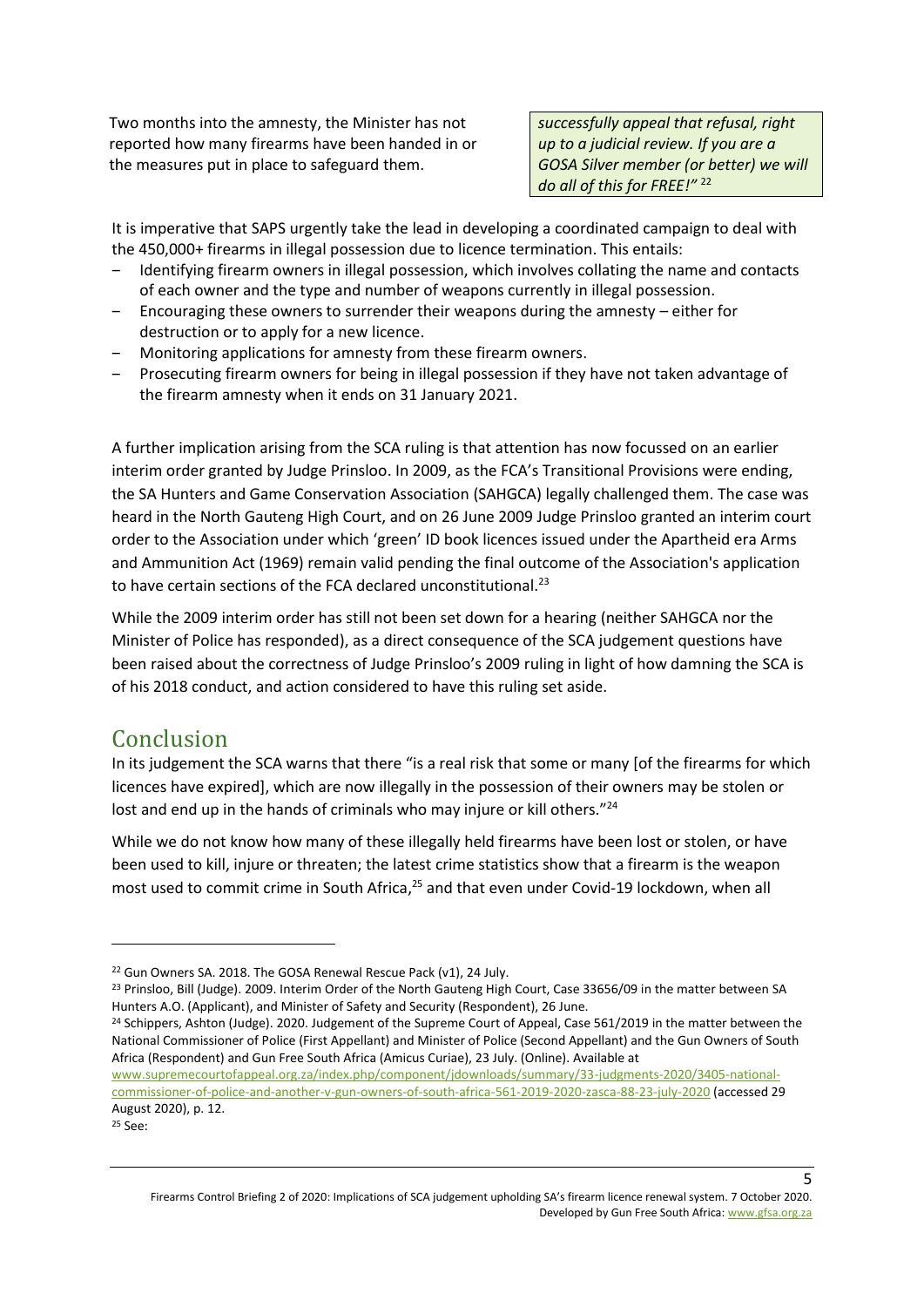Two months into the amnesty, the Minister has not reported how many firearms have been handed in or the measures put in place to safeguard them.

> *successfully appeal that refusal, right up to a judicial review. If you are a GOSA Silver member (or better) we will do all of this for FREE!"* [22]

It is imperative that SAPS urgently take the lead in developing a coordinated campaign to deal with the 450,000+ firearms in illegal possession due to licence termination. This entails:

- Identifying firearm owners in illegal possession, which involves collating the name and contacts of each owner and the type and number of weapons currently in illegal possession.
- Encouraging these owners to surrender their weapons during the amnesty – either for destruction or to apply for a new licence.
- Monitoring applications for amnesty from these firearm owners.
- Prosecuting firearm owners for being in illegal possession if they have not taken advantage of the firearm amnesty when it ends on 31 January 2021.

A further implication arising from the SCA ruling is that attention has now focussed on an earlier interim order granted by Judge Prinsloo. In 2009, as the FCA's Transitional Provisions were ending, the SA Hunters and Game Conservation Association (SAHGCA) legally challenged them. The case was heard in the North Gauteng High Court, and on 26 June 2009 Judge Prinsloo granted an interim court order to the Association under which 'green' ID book licences issued under the Apartheid era Arms and Ammunition Act (1969) remain valid pending the final outcome of the Association's application to have certain sections of the FCA declared unconstitutional.[23]

While the 2009 interim order has still not been set down for a hearing (neither SAHGCA nor the Minister of Police has responded), as a direct consequence of the SCA judgement questions have been raised about the correctness of Judge Prinsloo's 2009 ruling in light of how damning the SCA is of his 2018 conduct, and action considered to have this ruling set aside.

## Conclusion

In its judgement the SCA warns that there "is a real risk that some or many [of the firearms for which licences have expired], which are now illegally in the possession of their owners may be stolen or lost and end up in the hands of criminals who may injure or kill others."[24]

While we do not know how many of these illegally held firearms have been lost or stolen, or have been used to kill, injure or threaten; the latest crime statistics show that a firearm is the weapon most used to commit crime in South Africa,[25] and that even under Covid-19 lockdown, when all

---

[22] Gun Owners SA. 2018. The GOSA Renewal Rescue Pack (v1), 24 July.

[23] Prinsloo, Bill (Judge). 2009. Interim Order of the North Gauteng High Court, Case 33656/09 in the matter between SA Hunters A.O. (Applicant), and Minister of Safety and Security (Respondent), 26 June.

[24] Schippers, Ashton (Judge). 2020. Judgement of the Supreme Court of Appeal, Case 561/2019 in the matter between the National Commissioner of Police (First Appellant) and Minister of Police (Second Appellant) and the Gun Owners of South Africa (Respondent) and Gun Free South Africa (Amicus Curiae), 23 July. (Online). Available at www.supremecourtofappeal.org.za/index.php/component/jdownloads/summary/33-judgments-2020/3405-national-commissioner-of-police-and-another-v-gun-owners-of-south-africa-561-2019-2020-zasca-88-23-july-2020 (accessed 29 August 2020), p. 12.

[25] See: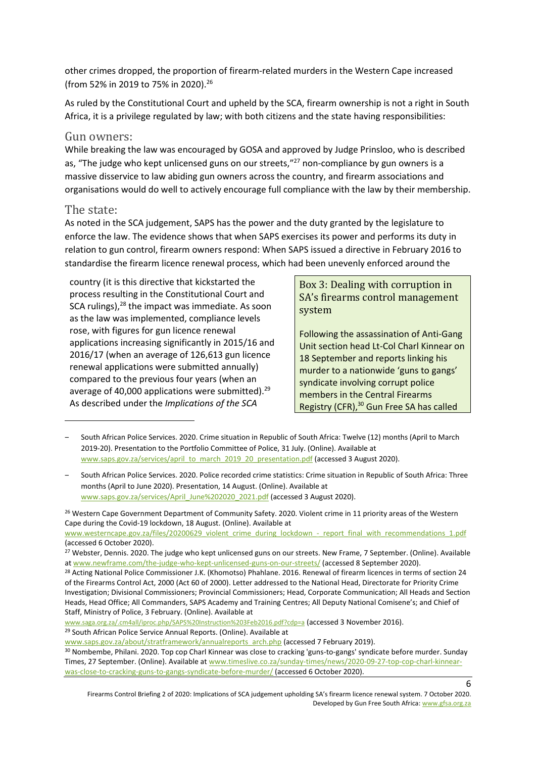other crimes dropped, the proportion of firearm-related murders in the Western Cape increased (from 52% in 2019 to 75% in 2020).[26]

As ruled by the Constitutional Court and upheld by the SCA, firearm ownership is not a right in South Africa, it is a privilege regulated by law; with both citizens and the state having responsibilities:

## Gun owners:

While breaking the law was encouraged by GOSA and approved by Judge Prinsloo, who is described as, "The judge who kept unlicensed guns on our streets,"[27] non-compliance by gun owners is a massive disservice to law abiding gun owners across the country, and firearm associations and organisations would do well to actively encourage full compliance with the law by their membership.

## The state:

As noted in the SCA judgement, SAPS has the power and the duty granted by the legislature to enforce the law. The evidence shows that when SAPS exercises its power and performs its duty in relation to gun control, firearm owners respond: When SAPS issued a directive in February 2016 to standardise the firearm licence renewal process, which had been unevenly enforced around the country (it is this directive that kickstarted the process resulting in the Constitutional Court and SCA rulings),[28] the impact was immediate. As soon as the law was implemented, compliance levels rose, with figures for gun licence renewal applications increasing significantly in 2015/16 and 2016/17 (when an average of 126,613 gun licence renewal applications were submitted annually) compared to the previous four years (when an average of 40,000 applications were submitted).[29] As described under the *Implications of the SCA*

> **Box 3: Dealing with corruption in SA's firearms control management system**
>
> Following the assassination of Anti-Gang Unit section head Lt-Col Charl Kinnear on 18 September and reports linking his murder to a nationwide 'guns to gangs' syndicate involving corrupt police members in the Central Firearms Registry (CFR),[30] Gun Free SA has called

---

- South African Police Services. 2020. Crime situation in Republic of South Africa: Twelve (12) months (April to March 2019-20). Presentation to the Portfolio Committee of Police, 31 July. (Online). Available at www.saps.gov.za/services/april_to_march_2019_20_presentation.pdf (accessed 3 August 2020).
- South African Police Services. 2020. Police recorded crime statistics: Crime situation in Republic of South Africa: Three months (April to June 2020). Presentation, 14 August. (Online). Available at www.saps.gov.za/services/April_June%202020_2021.pdf (accessed 3 August 2020).

[26] Western Cape Government Department of Community Safety. 2020. Violent crime in 11 priority areas of the Western Cape during the Covid-19 lockdown, 18 August. (Online). Available at www.westerncape.gov.za/files/20200629_violent_crime_during_lockdown_-_report_final_with_recommendations_1.pdf (accessed 6 October 2020).

[27] Webster, Dennis. 2020. The judge who kept unlicensed guns on our streets. New Frame, 7 September. (Online). Available at www.newframe.com/the-judge-who-kept-unlicensed-guns-on-our-streets/ (accessed 8 September 2020).

[28] Acting National Police Commissioner J.K. (Khomotso) Phahlane. 2016. Renewal of firearm licences in terms of section 24 of the Firearms Control Act, 2000 (Act 60 of 2000). Letter addressed to the National Head, Directorate for Priority Crime Investigation; Divisional Commissioners; Provincial Commissioners; Head, Corporate Communication; All Heads and Section Heads, Head Office; All Commanders, SAPS Academy and Training Centres; All Deputy National Comisene's; and Chief of Staff, Ministry of Police, 3 February. (Online). Available at www.saga.org.za/.cm4all/iproc.php/SAPS%20Instruction%203Feb2016.pdf?cdp=a (accessed 3 November 2016).

[29] South African Police Service Annual Reports. (Online). Available at www.saps.gov.za/about/stratframework/annualreports_arch.php (accessed 7 February 2019).

[30] Nombembe, Philani. 2020. Top cop Charl Kinnear was close to cracking 'guns-to-gangs' syndicate before murder. Sunday Times, 27 September. (Online). Available at www.timeslive.co.za/sunday-times/news/2020-09-27-top-cop-charl-kinnear-was-close-to-cracking-guns-to-gangs-syndicate-before-murder/ (accessed 6 October 2020).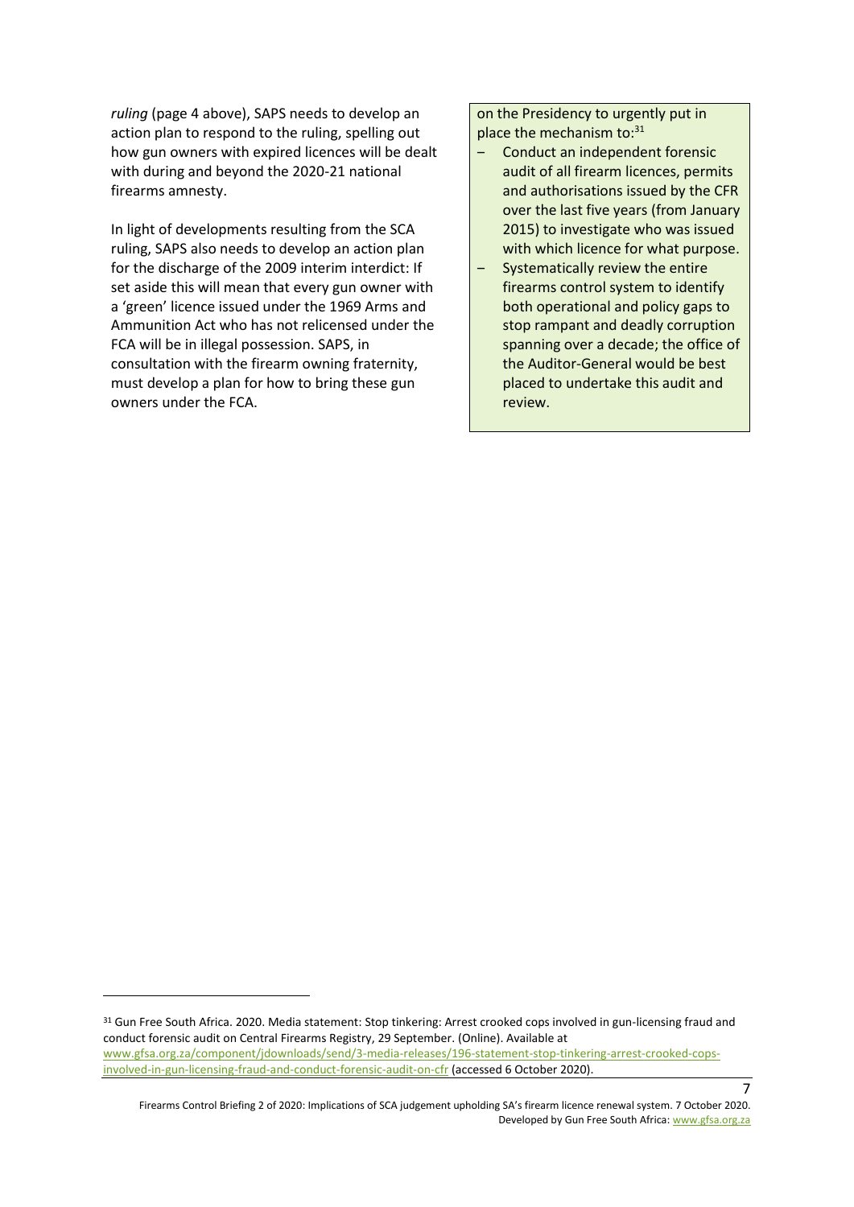*ruling* (page 4 above), SAPS needs to develop an action plan to respond to the ruling, spelling out how gun owners with expired licences will be dealt with during and beyond the 2020-21 national firearms amnesty.

In light of developments resulting from the SCA ruling, SAPS also needs to develop an action plan for the discharge of the 2009 interim interdict: If set aside this will mean that every gun owner with a 'green' licence issued under the 1969 Arms and Ammunition Act who has not relicensed under the FCA will be in illegal possession. SAPS, in consultation with the firearm owning fraternity, must develop a plan for how to bring these gun owners under the FCA.

on the Presidency to urgently put in place the mechanism to:[31]

- Conduct an independent forensic audit of all firearm licences, permits and authorisations issued by the CFR over the last five years (from January 2015) to investigate who was issued with which licence for what purpose.
- Systematically review the entire firearms control system to identify both operational and policy gaps to stop rampant and deadly corruption spanning over a decade; the office of the Auditor-General would be best placed to undertake this audit and review.

[31] Gun Free South Africa. 2020. Media statement: Stop tinkering: Arrest crooked cops involved in gun-licensing fraud and conduct forensic audit on Central Firearms Registry, 29 September. (Online). Available at www.gfsa.org.za/component/jdownloads/send/3-media-releases/196-statement-stop-tinkering-arrest-crooked-cops-involved-in-gun-licensing-fraud-and-conduct-forensic-audit-on-cfr (accessed 6 October 2020).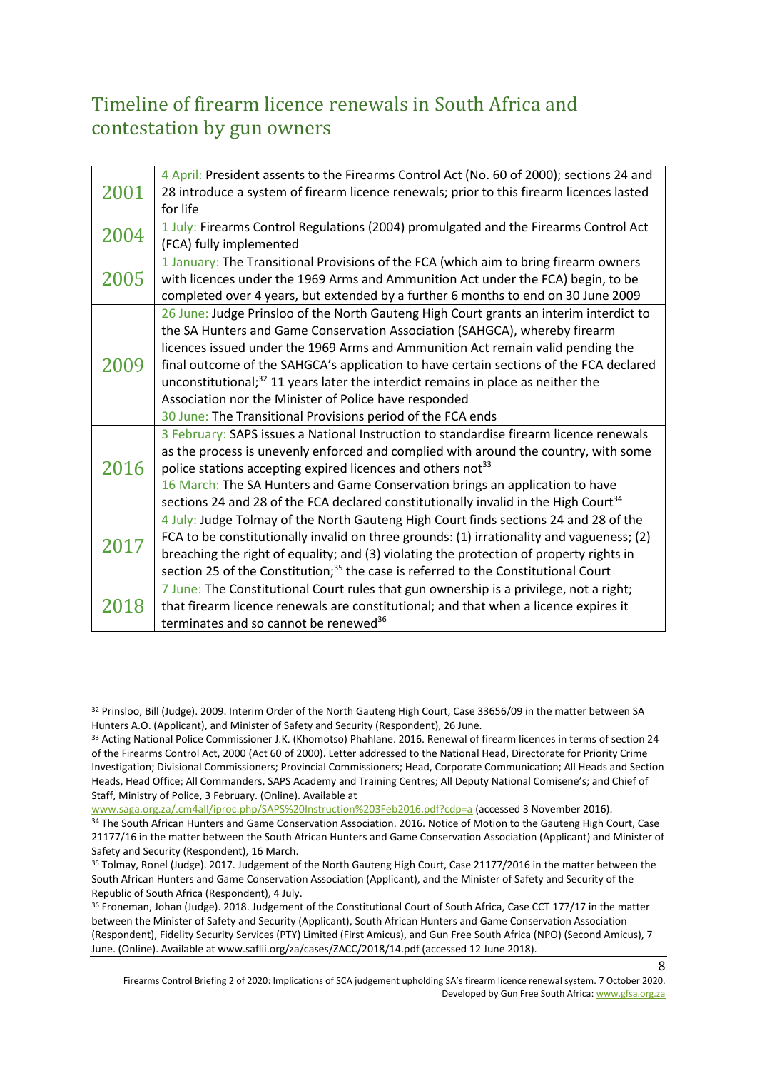## Timeline of firearm licence renewals in South Africa and contestation by gun owners

| Year | Event |
|---|---|
| 2001 | 4 April: President assents to the Firearms Control Act (No. 60 of 2000); sections 24 and 28 introduce a system of firearm licence renewals; prior to this firearm licences lasted for life |
| 2004 | 1 July: Firearms Control Regulations (2004) promulgated and the Firearms Control Act (FCA) fully implemented |
| 2005 | 1 January: The Transitional Provisions of the FCA (which aim to bring firearm owners with licences under the 1969 Arms and Ammunition Act under the FCA) begin, to be completed over 4 years, but extended by a further 6 months to end on 30 June 2009 |
| 2009 | 26 June: Judge Prinsloo of the North Gauteng High Court grants an interim interdict to the SA Hunters and Game Conservation Association (SAHGCA), whereby firearm licences issued under the 1969 Arms and Ammunition Act remain valid pending the final outcome of the SAHGCA's application to have certain sections of the FCA declared unconstitutional;[32] 11 years later the interdict remains in place as neither the Association nor the Minister of Police have responded<br>30 June: The Transitional Provisions period of the FCA ends |
| 2016 | 3 February: SAPS issues a National Instruction to standardise firearm licence renewals as the process is unevenly enforced and complied with around the country, with some police stations accepting expired licences and others not[33]<br>16 March: The SA Hunters and Game Conservation brings an application to have sections 24 and 28 of the FCA declared constitutionally invalid in the High Court[34] |
| 2017 | 4 July: Judge Tolmay of the North Gauteng High Court finds sections 24 and 28 of the FCA to be constitutionally invalid on three grounds: (1) irrationality and vagueness; (2) breaching the right of equality; and (3) violating the protection of property rights in section 25 of the Constitution;[35] the case is referred to the Constitutional Court |
| 2018 | 7 June: The Constitutional Court rules that gun ownership is a privilege, not a right; that firearm licence renewals are constitutional; and that when a licence expires it terminates and so cannot be renewed[36] |

---

[32] Prinsloo, Bill (Judge). 2009. Interim Order of the North Gauteng High Court, Case 33656/09 in the matter between SA Hunters A.O. (Applicant), and Minister of Safety and Security (Respondent), 26 June.

[33] Acting National Police Commissioner J.K. (Khomotso) Phahlane. 2016. Renewal of firearm licences in terms of section 24 of the Firearms Control Act, 2000 (Act 60 of 2000). Letter addressed to the National Head, Directorate for Priority Crime Investigation; Divisional Commissioners; Provincial Commissioners; Head, Corporate Communication; All Heads and Section Heads, Head Office; All Commanders, SAPS Academy and Training Centres; All Deputy National Comisene's; and Chief of Staff, Ministry of Police, 3 February. (Online). Available at www.saga.org.za/.cm4all/iproc.php/SAPS%20Instruction%203Feb2016.pdf?cdp=a (accessed 3 November 2016).

[34] The South African Hunters and Game Conservation Association. 2016. Notice of Motion to the Gauteng High Court, Case 21177/16 in the matter between the South African Hunters and Game Conservation Association (Applicant) and Minister of Safety and Security (Respondent), 16 March.

[35] Tolmay, Ronel (Judge). 2017. Judgement of the North Gauteng High Court, Case 21177/2016 in the matter between the South African Hunters and Game Conservation Association (Applicant), and the Minister of Safety and Security of the Republic of South Africa (Respondent), 4 July.

[36] Froneman, Johan (Judge). 2018. Judgement of the Constitutional Court of South Africa, Case CCT 177/17 in the matter between the Minister of Safety and Security (Applicant), South African Hunters and Game Conservation Association (Respondent), Fidelity Security Services (PTY) Limited (First Amicus), and Gun Free South Africa (NPO) (Second Amicus), 7 June. (Online). Available at www.saflii.org/za/cases/ZACC/2018/14.pdf (accessed 12 June 2018).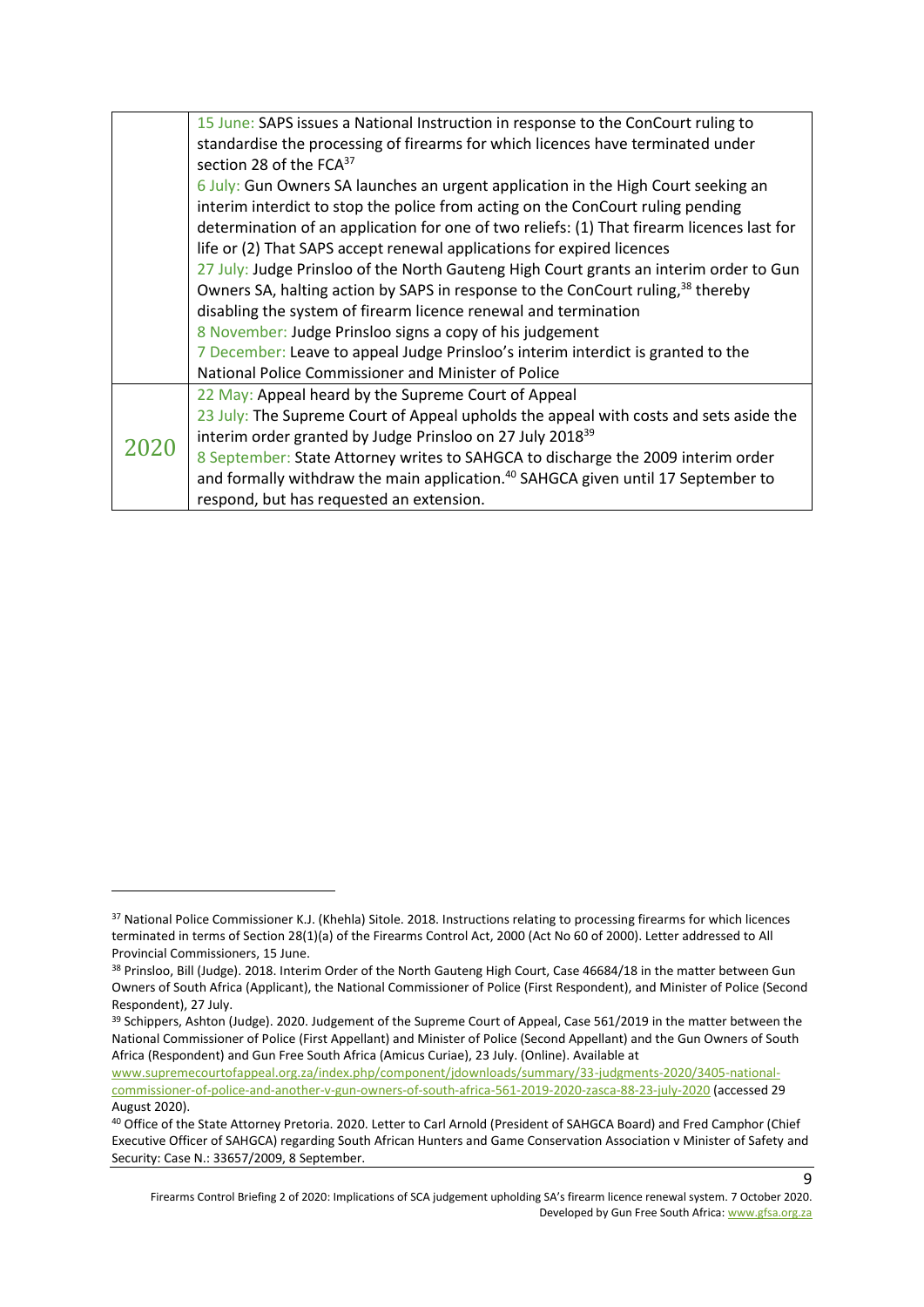| | |
|---|---|
| | 15 June: SAPS issues a National Instruction in response to the ConCourt ruling to standardise the processing of firearms for which licences have terminated under section 28 of the FCA[37]<br>6 July: Gun Owners SA launches an urgent application in the High Court seeking an interim interdict to stop the police from acting on the ConCourt ruling pending determination of an application for one of two reliefs: (1) That firearm licences last for life or (2) That SAPS accept renewal applications for expired licences<br>27 July: Judge Prinsloo of the North Gauteng High Court grants an interim order to Gun Owners SA, halting action by SAPS in response to the ConCourt ruling,[38] thereby disabling the system of firearm licence renewal and termination<br>8 November: Judge Prinsloo signs a copy of his judgement<br>7 December: Leave to appeal Judge Prinsloo's interim interdict is granted to the National Police Commissioner and Minister of Police |
| 2020 | 22 May: Appeal heard by the Supreme Court of Appeal<br>23 July: The Supreme Court of Appeal upholds the appeal with costs and sets aside the interim order granted by Judge Prinsloo on 27 July 2018[39]<br>8 September: State Attorney writes to SAHGCA to discharge the 2009 interim order and formally withdraw the main application.[40] SAHGCA given until 17 September to respond, but has requested an extension. |

[37] National Police Commissioner K.J. (Khehla) Sitole. 2018. Instructions relating to processing firearms for which licences terminated in terms of Section 28(1)(a) of the Firearms Control Act, 2000 (Act No 60 of 2000). Letter addressed to All Provincial Commissioners, 15 June.

[38] Prinsloo, Bill (Judge). 2018. Interim Order of the North Gauteng High Court, Case 46684/18 in the matter between Gun Owners of South Africa (Applicant), the National Commissioner of Police (First Respondent), and Minister of Police (Second Respondent), 27 July.

[39] Schippers, Ashton (Judge). 2020. Judgement of the Supreme Court of Appeal, Case 561/2019 in the matter between the National Commissioner of Police (First Appellant) and Minister of Police (Second Appellant) and the Gun Owners of South Africa (Respondent) and Gun Free South Africa (Amicus Curiae), 23 July. (Online). Available at www.supremecourtofappeal.org.za/index.php/component/jdownloads/summary/33-judgments-2020/3405-national-commissioner-of-police-and-another-v-gun-owners-of-south-africa-561-2019-2020-zasca-88-23-july-2020 (accessed 29 August 2020).

[40] Office of the State Attorney Pretoria. 2020. Letter to Carl Arnold (President of SAHGCA Board) and Fred Camphor (Chief Executive Officer of SAHGCA) regarding South African Hunters and Game Conservation Association v Minister of Safety and Security: Case N.: 33657/2009, 8 September.